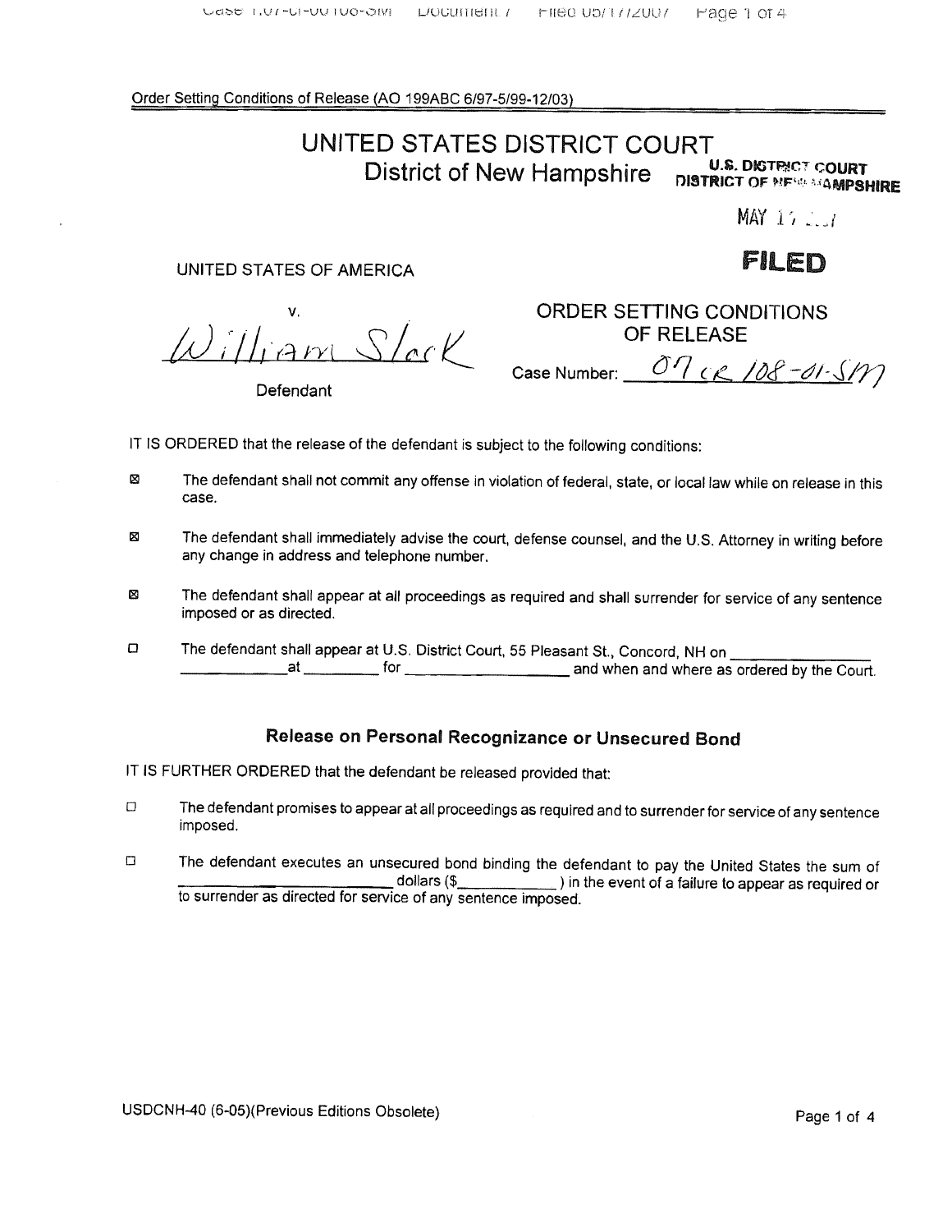Order Setting Conditions of Release (AO 199ABC 6/97-5/99-12/03)

# UNITED STATES DISTRICT COURT
## District of New Hampshire

U.S. DISTRICT COURT DISTRICT OF NEW HAMPSHIRE

MAY 17 2007

**FILED**

UNITED STATES OF AMERICA

v.

William Slack

Defendant

## ORDER SETTING CONDITIONS OF RELEASE

Case Number: 07 cr 108-01-SM

IT IS ORDERED that the release of the defendant is subject to the following conditions:

☒ The defendant shall not commit any offense in violation of federal, state, or local law while on release in this case.

☒ The defendant shall immediately advise the court, defense counsel, and the U.S. Attorney in writing before any change in address and telephone number.

☒ The defendant shall appear at all proceedings as required and shall surrender for service of any sentence imposed or as directed.

☐ The defendant shall appear at U.S. District Court, 55 Pleasant St., Concord, NH on ______________ ____________ at _________ for __________________ and when and where as ordered by the Court.

### Release on Personal Recognizance or Unsecured Bond

IT IS FURTHER ORDERED that the defendant be released provided that:

☐ The defendant promises to appear at all proceedings as required and to surrender for service of any sentence imposed.

☐ The defendant executes an unsecured bond binding the defendant to pay the United States the sum of __________________________ dollars ($____________) in the event of a failure to appear as required or to surrender as directed for service of any sentence imposed.

USDCNH-40 (6-05)(Previous Editions Obsolete)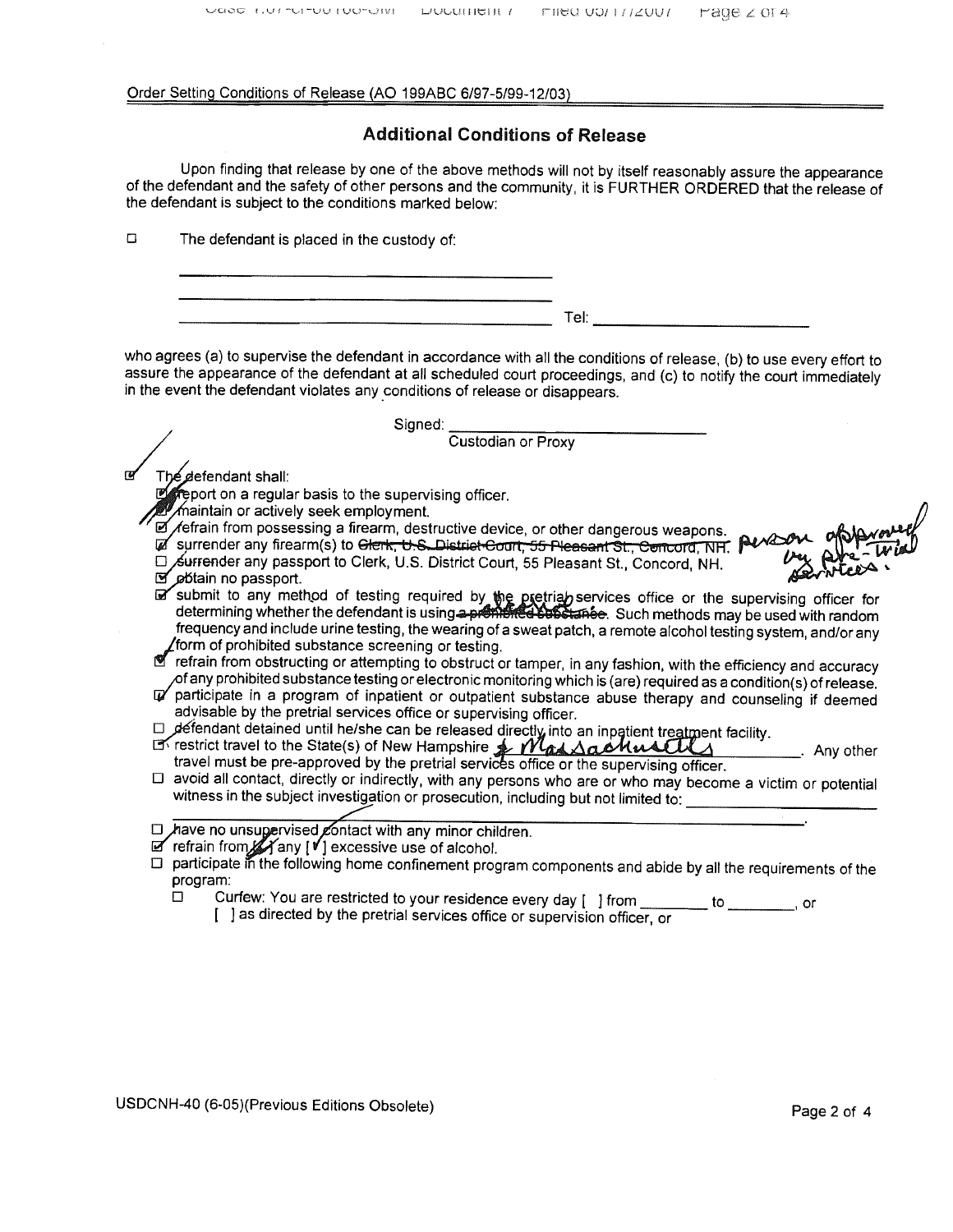Order Setting Conditions of Release (AO 199ABC 6/97-5/99-12/03)

## Additional Conditions of Release

Upon finding that release by one of the above methods will not by itself reasonably assure the appearance of the defendant and the safety of other persons and the community, it is FURTHER ORDERED that the release of the defendant is subject to the conditions marked below:

☐ The defendant is placed in the custody of:

\_\_\_\_\_\_\_\_\_\_\_\_\_\_\_\_\_\_\_\_\_\_\_\_\_\_\_\_\_\_\_\_\_\_\_\_\_\_\_\_

\_\_\_\_\_\_\_\_\_\_\_\_\_\_\_\_\_\_\_\_\_\_\_\_\_\_\_\_\_\_\_\_\_\_\_\_\_\_\_\_

\_\_\_\_\_\_\_\_\_\_\_\_\_\_\_\_\_\_\_\_\_\_\_\_\_\_\_\_\_\_\_\_\_\_\_\_\_\_\_\_ Tel: \_\_\_\_\_\_\_\_\_\_\_\_\_\_\_\_\_\_\_\_\_\_\_\_

who agrees (a) to supervise the defendant in accordance with all the conditions of release, (b) to use every effort to assure the appearance of the defendant at all scheduled court proceedings, and (c) to notify the court immediately in the event the defendant violates any conditions of release or disappears.

Signed: \_\_\_\_\_\_\_\_\_\_\_\_\_\_\_\_\_\_\_\_\_\_\_\_\_\_\_\_\_\_
Custodian or Proxy

☑ The defendant shall:

- ☑ report on a regular basis to the supervising officer.
- ☑ maintain or actively seek employment.
- ☑ refrain from possessing a firearm, destructive device, or other dangerous weapons.
- ☑ surrender any firearm(s) to ~~Clerk, U.S. District Court, 55 Pleasant St., Concord, NH.~~ person approved by Pre-trial Services.
- ☐ surrender any passport to Clerk, U.S. District Court, 55 Pleasant St., Concord, NH.
- ☑ obtain no passport.
- ☑ submit to any method of testing required by the pretrial services office or the supervising officer for determining whether the defendant is using ~~a prohibited substance~~ alcohol. Such methods may be used with random frequency and include urine testing, the wearing of a sweat patch, a remote alcohol testing system, and/or any form of prohibited substance screening or testing.
- ☑ refrain from obstructing or attempting to obstruct or tamper, in any fashion, with the efficiency and accuracy of any prohibited substance testing or electronic monitoring which is (are) required as a condition(s) of release.
- ☑ participate in a program of inpatient or outpatient substance abuse therapy and counseling if deemed advisable by the pretrial services office or supervising officer.
- ☐ defendant detained until he/she can be released directly into an inpatient treatment facility.
- ☑ restrict travel to the State(s) of New Hampshire & Massachusetts. Any other travel must be pre-approved by the pretrial services office or the supervising officer.
- ☐ avoid all contact, directly or indirectly, with any persons who are or who may become a victim or potential witness in the subject investigation or prosecution, including but not limited to: \_\_\_\_\_\_\_\_\_\_\_\_\_\_\_\_\_\_\_\_
- ☐ have no unsupervised contact with any minor children.
- ☑ refrain from [ ] any [✓] excessive use of alcohol.
- ☐ participate in the following home confinement program components and abide by all the requirements of the program:
  - ☐ Curfew: You are restricted to your residence every day [ ] from \_\_\_\_\_\_\_\_ to \_\_\_\_\_\_\_\_, or [ ] as directed by the pretrial services office or supervision officer, or

USDCNH-40 (6-05)(Previous Editions Obsolete)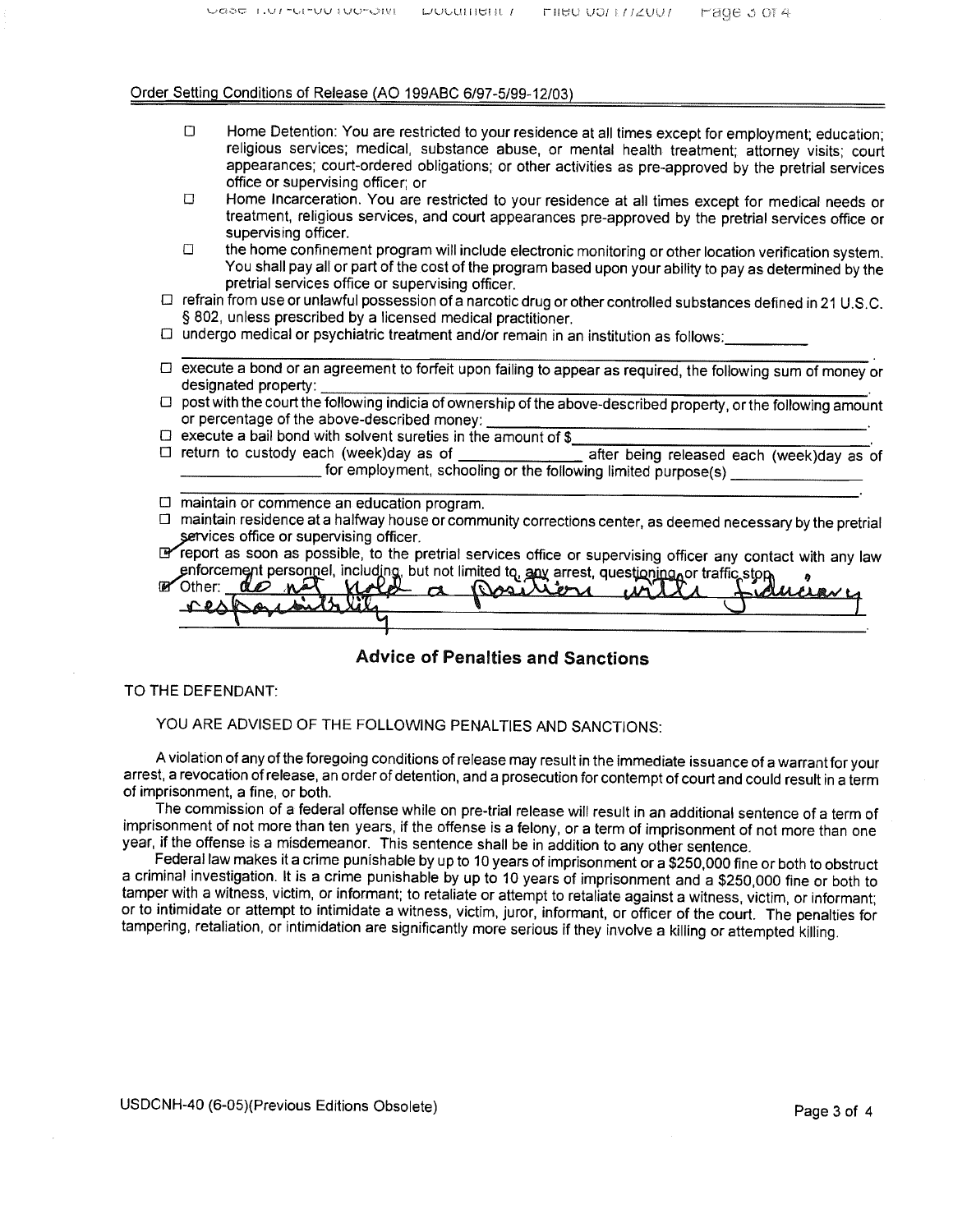Order Setting Conditions of Release (AO 199ABC 6/97-5/99-12/03)

- ☐ Home Detention: You are restricted to your residence at all times except for employment; education; religious services; medical, substance abuse, or mental health treatment; attorney visits; court appearances; court-ordered obligations; or other activities as pre-approved by the pretrial services office or supervising officer; or
- ☐ Home Incarceration. You are restricted to your residence at all times except for medical needs or treatment, religious services, and court appearances pre-approved by the pretrial services office or supervising officer.
- ☐ the home confinement program will include electronic monitoring or other location verification system. You shall pay all or part of the cost of the program based upon your ability to pay as determined by the pretrial services office or supervising officer.

☐ refrain from use or unlawful possession of a narcotic drug or other controlled substances defined in 21 U.S.C. § 802, unless prescribed by a licensed medical practitioner.

☐ undergo medical or psychiatric treatment and/or remain in an institution as follows: __________

☐ execute a bond or an agreement to forfeit upon failing to appear as required, the following sum of money or designated property: __________

☐ post with the court the following indicia of ownership of the above-described property, or the following amount or percentage of the above-described money: __________

☐ execute a bail bond with solvent sureties in the amount of $__________.

☐ return to custody each (week)day as of __________ after being released each (week)day as of __________ for employment, schooling or the following limited purpose(s) __________

☐ maintain or commence an education program.

☐ maintain residence at a halfway house or community corrections center, as deemed necessary by the pretrial services office or supervising officer.

☑ report as soon as possible, to the pretrial services office or supervising officer any contact with any law enforcement personnel, including, but not limited to, any arrest, questioning, or traffic stop.

☑ Other: do not hold a position with fiduciary responsibility

## Advice of Penalties and Sanctions

TO THE DEFENDANT:

YOU ARE ADVISED OF THE FOLLOWING PENALTIES AND SANCTIONS:

A violation of any of the foregoing conditions of release may result in the immediate issuance of a warrant for your arrest, a revocation of release, an order of detention, and a prosecution for contempt of court and could result in a term of imprisonment, a fine, or both.

The commission of a federal offense while on pre-trial release will result in an additional sentence of a term of imprisonment of not more than ten years, if the offense is a felony, or a term of imprisonment of not more than one year, if the offense is a misdemeanor. This sentence shall be in addition to any other sentence.

Federal law makes it a crime punishable by up to 10 years of imprisonment or a $250,000 fine or both to obstruct a criminal investigation. It is a crime punishable by up to 10 years of imprisonment and a $250,000 fine or both to tamper with a witness, victim, or informant; to retaliate or attempt to retaliate against a witness, victim, or informant; or to intimidate or attempt to intimidate a witness, victim, juror, informant, or officer of the court. The penalties for tampering, retaliation, or intimidation are significantly more serious if they involve a killing or attempted killing.

USDCNH-40 (6-05)(Previous Editions Obsolete)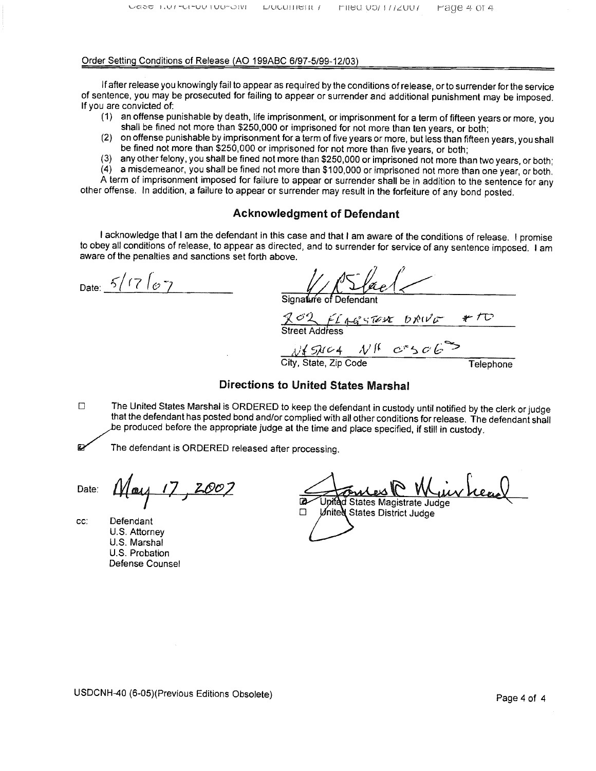Order Setting Conditions of Release (AO 199ABC 6/97-5/99-12/03)

If after release you knowingly fail to appear as required by the conditions of release, or to surrender for the service of sentence, you may be prosecuted for failing to appear or surrender and additional punishment may be imposed. If you are convicted of:

(1) an offense punishable by death, life imprisonment, or imprisonment for a term of fifteen years or more, you shall be fined not more than $250,000 or imprisoned for not more than ten years, or both;
(2) on offense punishable by imprisonment for a term of five years or more, but less than fifteen years, you shall be fined not more than $250,000 or imprisoned for not more than five years, or both;
(3) any other felony, you shall be fined not more than $250,000 or imprisoned not more than two years, or both;
(4) a misdemeanor, you shall be fined not more than $100,000 or imprisoned not more than one year, or both.

A term of imprisonment imposed for failure to appear or surrender shall be in addition to the sentence for any other offense. In addition, a failure to appear or surrender may result in the forfeiture of any bond posted.

## Acknowledgment of Defendant

I acknowledge that I am the defendant in this case and that I am aware of the conditions of release. I promise to obey all conditions of release, to appear as directed, and to surrender for service of any sentence imposed. I am aware of the penalties and sanctions set forth above.

Date: 5/17/07

Signature of Defendant

202 Flagstone Drive #10
Street Address

Nashua NH 03063
City, State, Zip Code Telephone

## Directions to United States Marshal

☐ The United States Marshal is ORDERED to keep the defendant in custody until notified by the clerk or judge that the defendant has posted bond and/or complied with all other conditions for release. The defendant shall be produced before the appropriate judge at the time and place specified, if still in custody.

☑ The defendant is ORDERED released after processing.

Date: May 17, 2007

☑ United States Magistrate Judge
☐ United States District Judge

cc: Defendant
U.S. Attorney
U.S. Marshal
U.S. Probation
Defense Counsel

USDCNH-40 (6-05)(Previous Editions Obsolete)